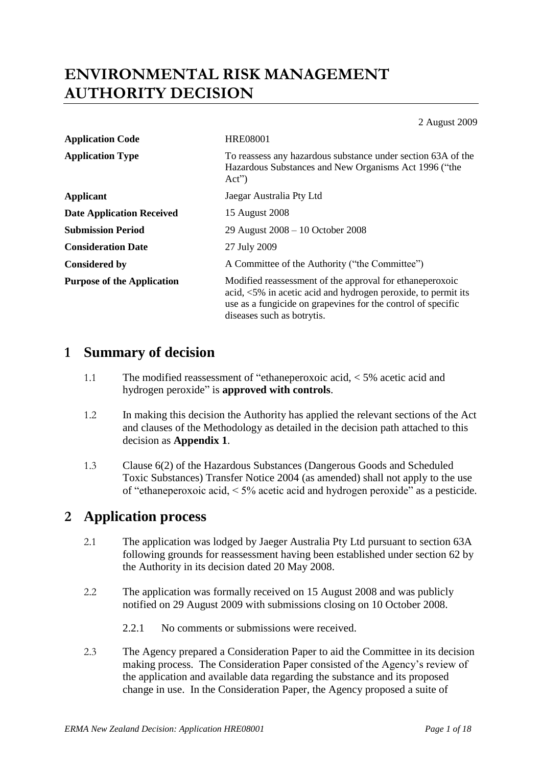# ENVIRONMENTAL RISK MANAGEMENT AUTHORITY DECISION

2 August 2009

| | |
|---|---|
| **Application Code** | HRE08001 |
| **Application Type** | To reassess any hazardous substance under section 63A of the Hazardous Substances and New Organisms Act 1996 ("the Act") |
| **Applicant** | Jaegar Australia Pty Ltd |
| **Date Application Received** | 15 August 2008 |
| **Submission Period** | 29 August 2008 – 10 October 2008 |
| **Consideration Date** | 27 July 2009 |
| **Considered by** | A Committee of the Authority ("the Committee") |
| **Purpose of the Application** | Modified reassessment of the approval for ethaneperoxoic acid, <5% in acetic acid and hydrogen peroxide, to permit its use as a fungicide on grapevines for the control of specific diseases such as botrytis. |

## 1 Summary of decision

1.1 The modified reassessment of "ethaneperoxoic acid, < 5% acetic acid and hydrogen peroxide" is **approved with controls**.

1.2 In making this decision the Authority has applied the relevant sections of the Act and clauses of the Methodology as detailed in the decision path attached to this decision as **Appendix 1**.

1.3 Clause 6(2) of the Hazardous Substances (Dangerous Goods and Scheduled Toxic Substances) Transfer Notice 2004 (as amended) shall not apply to the use of "ethaneperoxoic acid, < 5% acetic acid and hydrogen peroxide" as a pesticide.

## 2 Application process

2.1 The application was lodged by Jaeger Australia Pty Ltd pursuant to section 63A following grounds for reassessment having been established under section 62 by the Authority in its decision dated 20 May 2008.

2.2 The application was formally received on 15 August 2008 and was publicly notified on 29 August 2009 with submissions closing on 10 October 2008.

2.2.1 No comments or submissions were received.

2.3 The Agency prepared a Consideration Paper to aid the Committee in its decision making process. The Consideration Paper consisted of the Agency's review of the application and available data regarding the substance and its proposed change in use. In the Consideration Paper, the Agency proposed a suite of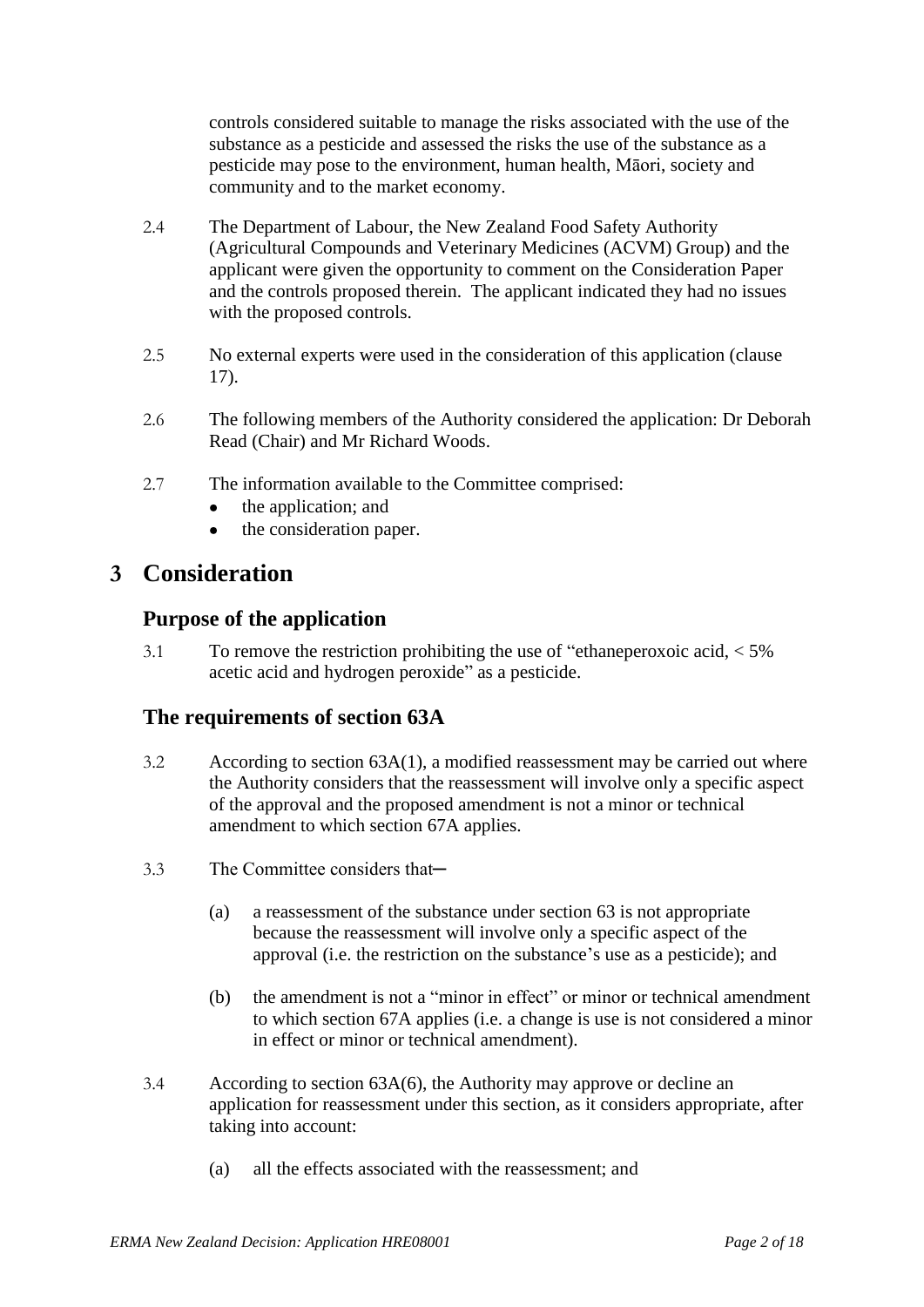controls considered suitable to manage the risks associated with the use of the substance as a pesticide and assessed the risks the use of the substance as a pesticide may pose to the environment, human health, Māori, society and community and to the market economy.

2.4 The Department of Labour, the New Zealand Food Safety Authority (Agricultural Compounds and Veterinary Medicines (ACVM) Group) and the applicant were given the opportunity to comment on the Consideration Paper and the controls proposed therein. The applicant indicated they had no issues with the proposed controls.

2.5 No external experts were used in the consideration of this application (clause 17).

2.6 The following members of the Authority considered the application: Dr Deborah Read (Chair) and Mr Richard Woods.

2.7 The information available to the Committee comprised:

- the application; and
- the consideration paper.

# 3 Consideration

## Purpose of the application

3.1 To remove the restriction prohibiting the use of "ethaneperoxoic acid, < 5% acetic acid and hydrogen peroxide" as a pesticide.

## The requirements of section 63A

3.2 According to section 63A(1), a modified reassessment may be carried out where the Authority considers that the reassessment will involve only a specific aspect of the approval and the proposed amendment is not a minor or technical amendment to which section 67A applies.

3.3 The Committee considers that—

(a) a reassessment of the substance under section 63 is not appropriate because the reassessment will involve only a specific aspect of the approval (i.e. the restriction on the substance's use as a pesticide); and

(b) the amendment is not a "minor in effect" or minor or technical amendment to which section 67A applies (i.e. a change is use is not considered a minor in effect or minor or technical amendment).

3.4 According to section 63A(6), the Authority may approve or decline an application for reassessment under this section, as it considers appropriate, after taking into account:

(a) all the effects associated with the reassessment; and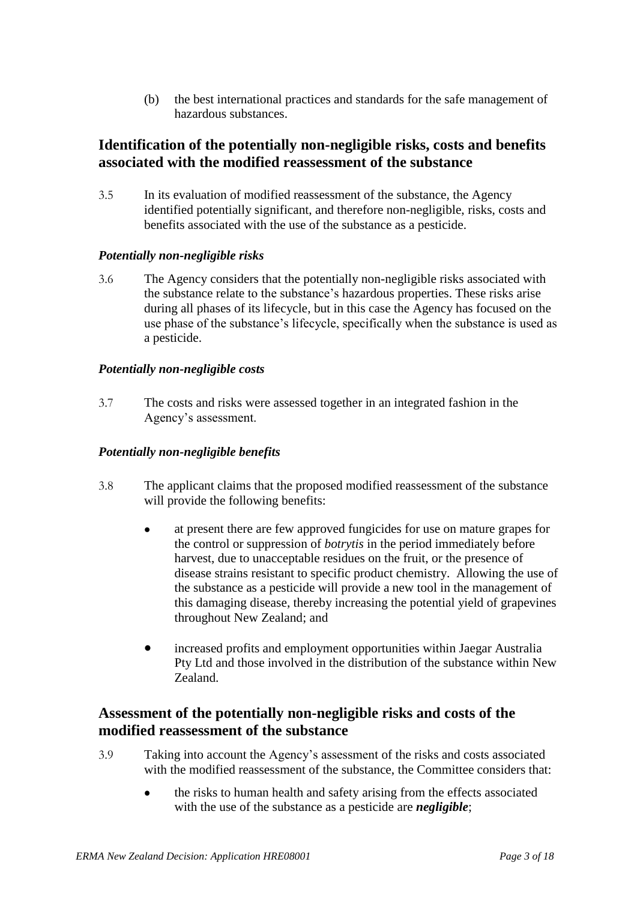(b) the best international practices and standards for the safe management of hazardous substances.

## Identification of the potentially non-negligible risks, costs and benefits associated with the modified reassessment of the substance

3.5 In its evaluation of modified reassessment of the substance, the Agency identified potentially significant, and therefore non-negligible, risks, costs and benefits associated with the use of the substance as a pesticide.

### *Potentially non-negligible risks*

3.6 The Agency considers that the potentially non-negligible risks associated with the substance relate to the substance's hazardous properties. These risks arise during all phases of its lifecycle, but in this case the Agency has focused on the use phase of the substance's lifecycle, specifically when the substance is used as a pesticide.

### *Potentially non-negligible costs*

3.7 The costs and risks were assessed together in an integrated fashion in the Agency's assessment.

### *Potentially non-negligible benefits*

3.8 The applicant claims that the proposed modified reassessment of the substance will provide the following benefits:

- at present there are few approved fungicides for use on mature grapes for the control or suppression of *botrytis* in the period immediately before harvest, due to unacceptable residues on the fruit, or the presence of disease strains resistant to specific product chemistry. Allowing the use of the substance as a pesticide will provide a new tool in the management of this damaging disease, thereby increasing the potential yield of grapevines throughout New Zealand; and

- increased profits and employment opportunities within Jaegar Australia Pty Ltd and those involved in the distribution of the substance within New Zealand.

## Assessment of the potentially non-negligible risks and costs of the modified reassessment of the substance

3.9 Taking into account the Agency's assessment of the risks and costs associated with the modified reassessment of the substance, the Committee considers that:

- the risks to human health and safety arising from the effects associated with the use of the substance as a pesticide are ***negligible***;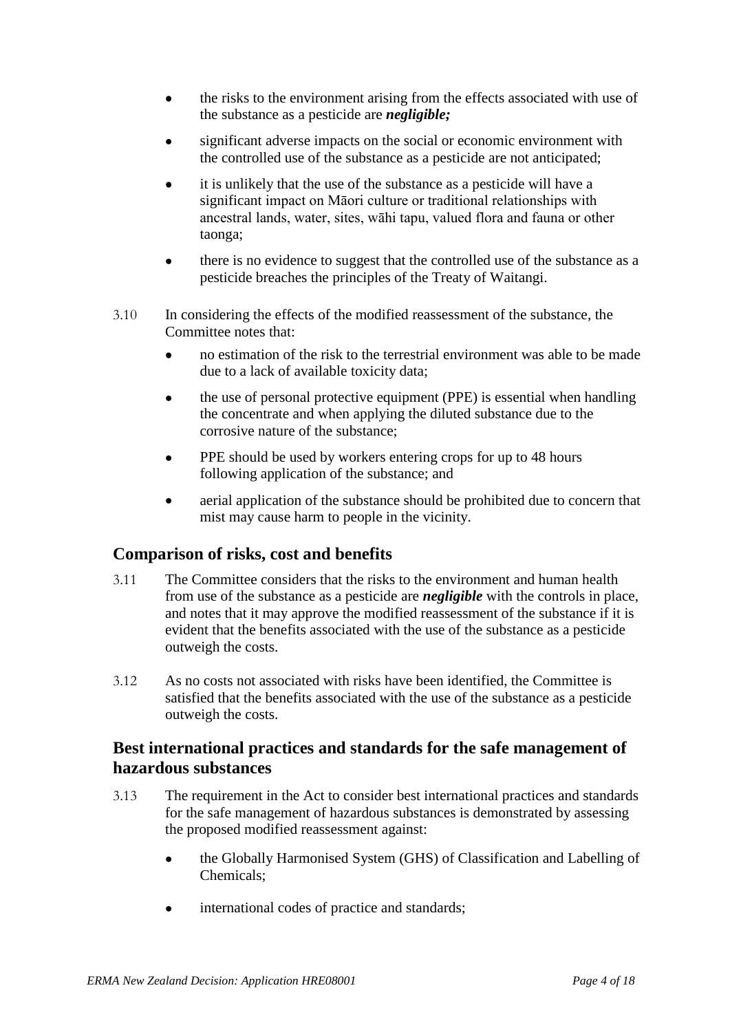- the risks to the environment arising from the effects associated with use of the substance as a pesticide are ***negligible;***
- significant adverse impacts on the social or economic environment with the controlled use of the substance as a pesticide are not anticipated;
- it is unlikely that the use of the substance as a pesticide will have a significant impact on Māori culture or traditional relationships with ancestral lands, water, sites, wāhi tapu, valued flora and fauna or other taonga;
- there is no evidence to suggest that the controlled use of the substance as a pesticide breaches the principles of the Treaty of Waitangi.

3.10 In considering the effects of the modified reassessment of the substance, the Committee notes that:

- no estimation of the risk to the terrestrial environment was able to be made due to a lack of available toxicity data;
- the use of personal protective equipment (PPE) is essential when handling the concentrate and when applying the diluted substance due to the corrosive nature of the substance;
- PPE should be used by workers entering crops for up to 48 hours following application of the substance; and
- aerial application of the substance should be prohibited due to concern that mist may cause harm to people in the vicinity.

## Comparison of risks, cost and benefits

3.11 The Committee considers that the risks to the environment and human health from use of the substance as a pesticide are ***negligible*** with the controls in place, and notes that it may approve the modified reassessment of the substance if it is evident that the benefits associated with the use of the substance as a pesticide outweigh the costs.

3.12 As no costs not associated with risks have been identified, the Committee is satisfied that the benefits associated with the use of the substance as a pesticide outweigh the costs.

## Best international practices and standards for the safe management of hazardous substances

3.13 The requirement in the Act to consider best international practices and standards for the safe management of hazardous substances is demonstrated by assessing the proposed modified reassessment against:

- the Globally Harmonised System (GHS) of Classification and Labelling of Chemicals;
- international codes of practice and standards;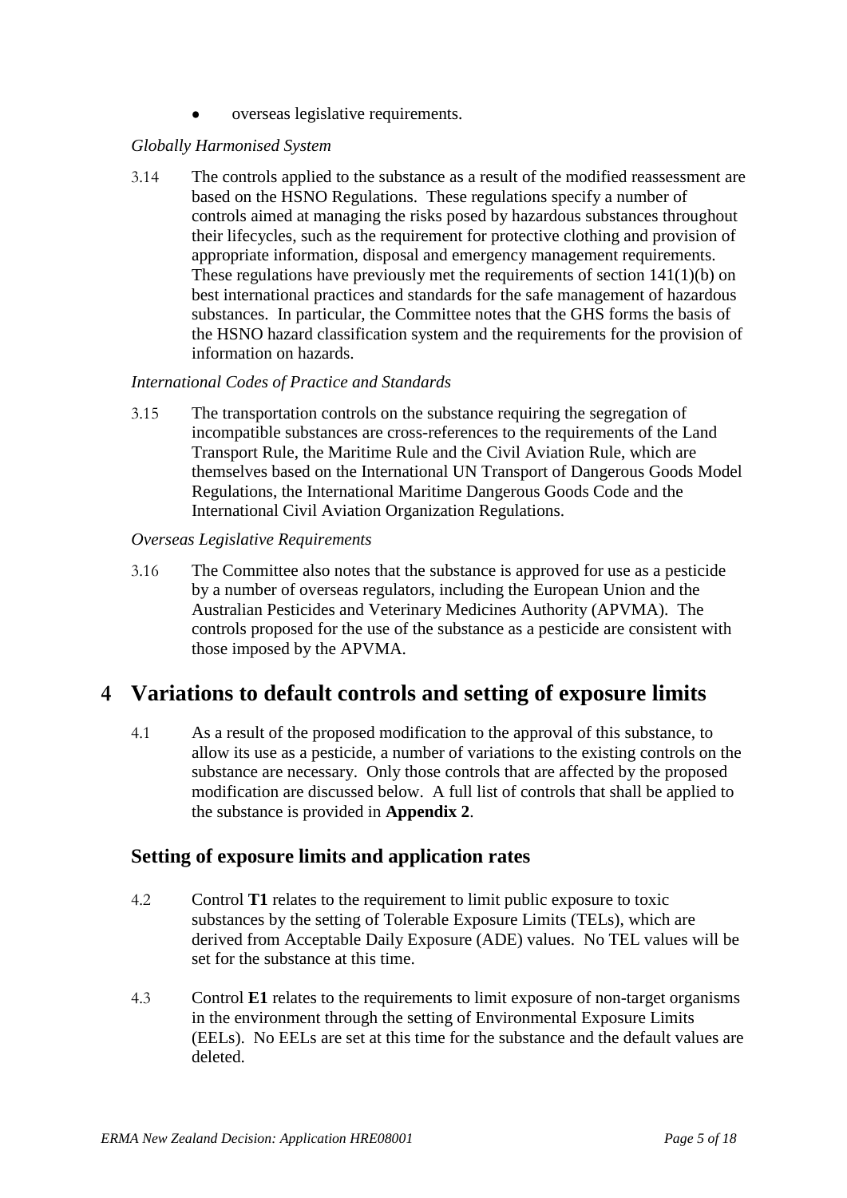- overseas legislative requirements.

*Globally Harmonised System*

3.14 The controls applied to the substance as a result of the modified reassessment are based on the HSNO Regulations. These regulations specify a number of controls aimed at managing the risks posed by hazardous substances throughout their lifecycles, such as the requirement for protective clothing and provision of appropriate information, disposal and emergency management requirements. These regulations have previously met the requirements of section 141(1)(b) on best international practices and standards for the safe management of hazardous substances. In particular, the Committee notes that the GHS forms the basis of the HSNO hazard classification system and the requirements for the provision of information on hazards.

*International Codes of Practice and Standards*

3.15 The transportation controls on the substance requiring the segregation of incompatible substances are cross-references to the requirements of the Land Transport Rule, the Maritime Rule and the Civil Aviation Rule, which are themselves based on the International UN Transport of Dangerous Goods Model Regulations, the International Maritime Dangerous Goods Code and the International Civil Aviation Organization Regulations.

*Overseas Legislative Requirements*

3.16 The Committee also notes that the substance is approved for use as a pesticide by a number of overseas regulators, including the European Union and the Australian Pesticides and Veterinary Medicines Authority (APVMA). The controls proposed for the use of the substance as a pesticide are consistent with those imposed by the APVMA.

# 4 Variations to default controls and setting of exposure limits

4.1 As a result of the proposed modification to the approval of this substance, to allow its use as a pesticide, a number of variations to the existing controls on the substance are necessary. Only those controls that are affected by the proposed modification are discussed below. A full list of controls that shall be applied to the substance is provided in **Appendix 2**.

## Setting of exposure limits and application rates

4.2 Control **T1** relates to the requirement to limit public exposure to toxic substances by the setting of Tolerable Exposure Limits (TELs), which are derived from Acceptable Daily Exposure (ADE) values. No TEL values will be set for the substance at this time.

4.3 Control **E1** relates to the requirements to limit exposure of non-target organisms in the environment through the setting of Environmental Exposure Limits (EELs). No EELs are set at this time for the substance and the default values are deleted.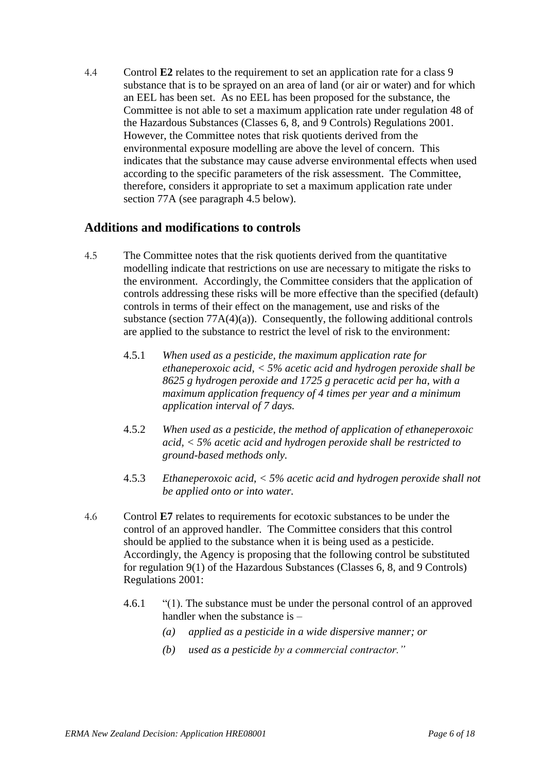4.4 Control **E2** relates to the requirement to set an application rate for a class 9 substance that is to be sprayed on an area of land (or air or water) and for which an EEL has been set. As no EEL has been proposed for the substance, the Committee is not able to set a maximum application rate under regulation 48 of the Hazardous Substances (Classes 6, 8, and 9 Controls) Regulations 2001. However, the Committee notes that risk quotients derived from the environmental exposure modelling are above the level of concern. This indicates that the substance may cause adverse environmental effects when used according to the specific parameters of the risk assessment. The Committee, therefore, considers it appropriate to set a maximum application rate under section 77A (see paragraph 4.5 below).

## Additions and modifications to controls

4.5 The Committee notes that the risk quotients derived from the quantitative modelling indicate that restrictions on use are necessary to mitigate the risks to the environment. Accordingly, the Committee considers that the application of controls addressing these risks will be more effective than the specified (default) controls in terms of their effect on the management, use and risks of the substance (section 77A(4)(a)). Consequently, the following additional controls are applied to the substance to restrict the level of risk to the environment:

4.5.1 *When used as a pesticide, the maximum application rate for ethaneperoxoic acid, < 5% acetic acid and hydrogen peroxide shall be 8625 g hydrogen peroxide and 1725 g peracetic acid per ha, with a maximum application frequency of 4 times per year and a minimum application interval of 7 days.*

4.5.2 *When used as a pesticide, the method of application of ethaneperoxoic acid, < 5% acetic acid and hydrogen peroxide shall be restricted to ground-based methods only.*

4.5.3 *Ethaneperoxoic acid, < 5% acetic acid and hydrogen peroxide shall not be applied onto or into water.*

4.6 Control **E7** relates to requirements for ecotoxic substances to be under the control of an approved handler. The Committee considers that this control should be applied to the substance when it is being used as a pesticide. Accordingly, the Agency is proposing that the following control be substituted for regulation 9(1) of the Hazardous Substances (Classes 6, 8, and 9 Controls) Regulations 2001:

4.6.1 "(1). The substance must be under the personal control of an approved handler when the substance is –

*(a) applied as a pesticide in a wide dispersive manner; or*

*(b) used as a pesticide by a commercial contractor."*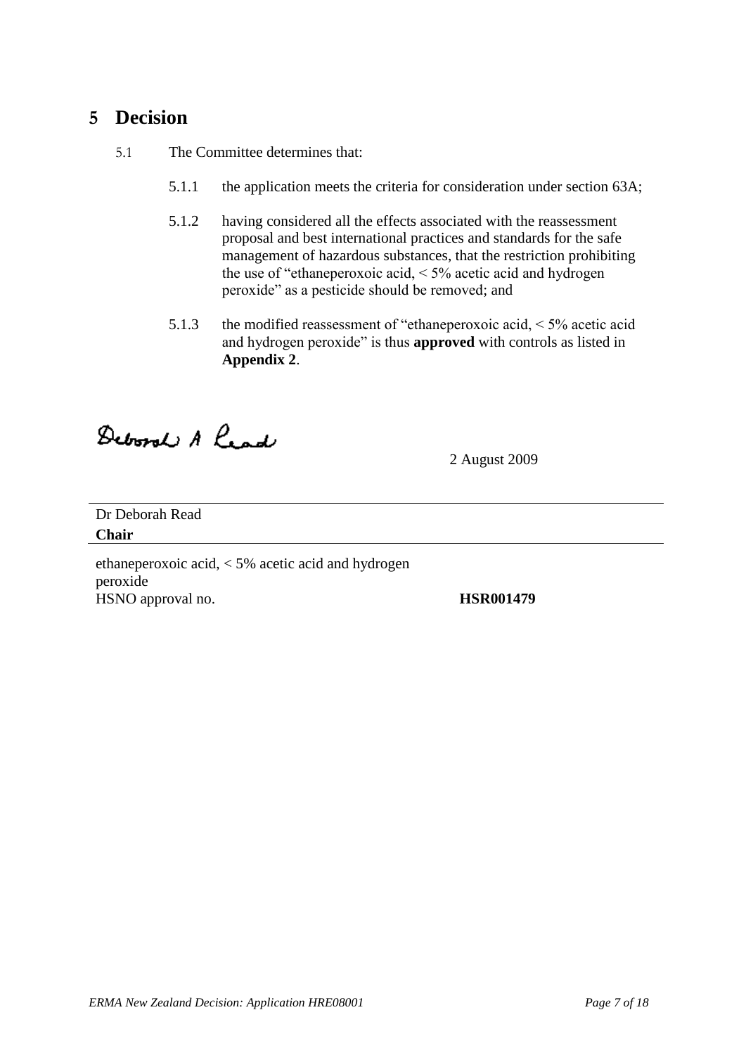# 5 Decision

5.1 The Committee determines that:

5.1.1 the application meets the criteria for consideration under section 63A;

5.1.2 having considered all the effects associated with the reassessment proposal and best international practices and standards for the safe management of hazardous substances, that the restriction prohibiting the use of "ethaneperoxoic acid, < 5% acetic acid and hydrogen peroxide" as a pesticide should be removed; and

5.1.3 the modified reassessment of "ethaneperoxoic acid, < 5% acetic acid and hydrogen peroxide" is thus **approved** with controls as listed in **Appendix 2**.

Deborah A Read

2 August 2009

Dr Deborah Read
**Chair**

ethaneperoxoic acid, < 5% acetic acid and hydrogen peroxide
HSNO approval no. **HSR001479**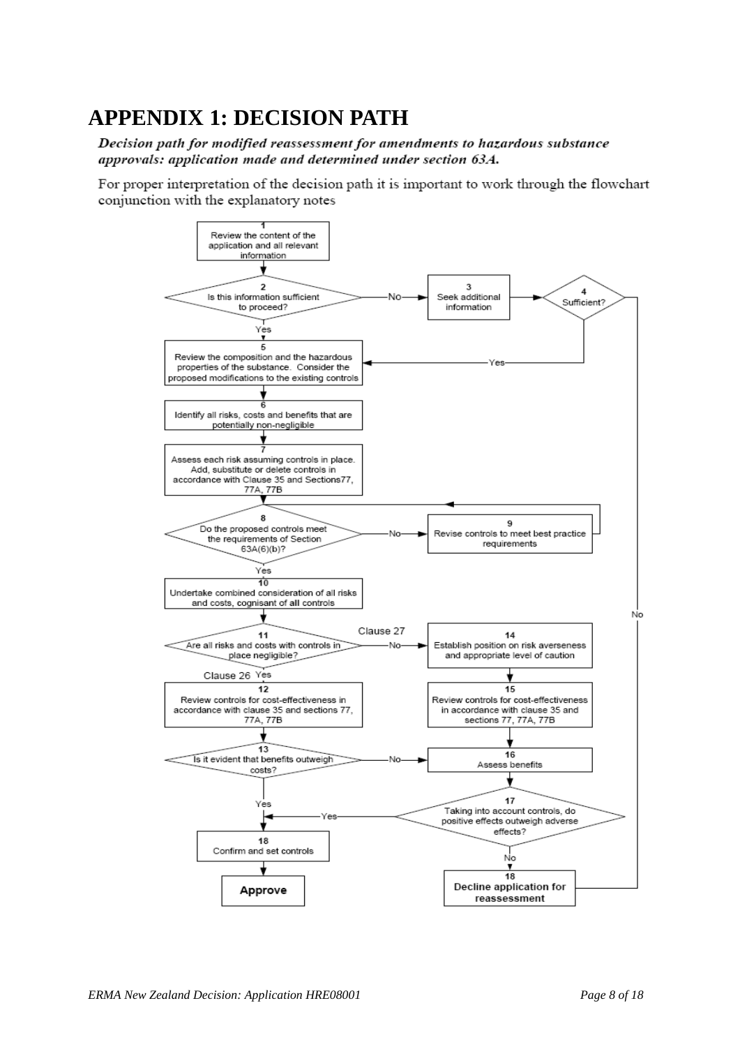# APPENDIX 1: DECISION PATH

***Decision path for modified reassessment for amendments to hazardous substance approvals: application made and determined under section 63A.***

For proper interpretation of the decision path it is important to work through the flowchart conjunction with the explanatory notes

**1** Review the content of the application and all relevant information

**2** Is this information sufficient to proceed?
- Yes → 5
- No → 3

**3** Seek additional information → 4

**4** Sufficient?
- Yes → 5
- No → 18 (Decline application for reassessment)

**5** Review the composition and the hazardous properties of the substance. Consider the proposed modifications to the existing controls

**6** Identify all risks, costs and benefits that are potentially non-negligible

**7** Assess each risk assuming controls in place. Add, substitute or delete controls in accordance with Clause 35 and Sections77, 77A, 77B

**8** Do the proposed controls meet the requirements of Section 63A(6)(b)?
- Yes → 10
- No → 9

**9** Revise controls to meet best practice requirements → 8

**10** Undertake combined consideration of all risks and costs, cognisant of all controls

**11** Are all risks and costs with controls in place negligible?
- Yes (Clause 26) → 12
- No (Clause 27) → 14

**12** Review controls for cost-effectiveness in accordance with clause 35 and sections 77, 77A, 77B

**13** Is it evident that benefits outweigh costs?
- Yes → 18 (Confirm and set controls)
- No → 16

**14** Establish position on risk averseness and appropriate level of caution

**15** Review controls for cost-effectiveness in accordance with clause 35 and sections 77, 77A, 77B

**16** Assess benefits

**17** Taking into account controls, do positive effects outweigh adverse effects?
- Yes → 18 (Confirm and set controls)
- No → 18 (Decline application for reassessment)

**18** Confirm and set controls → **Approve**

**18** Decline application for reassessment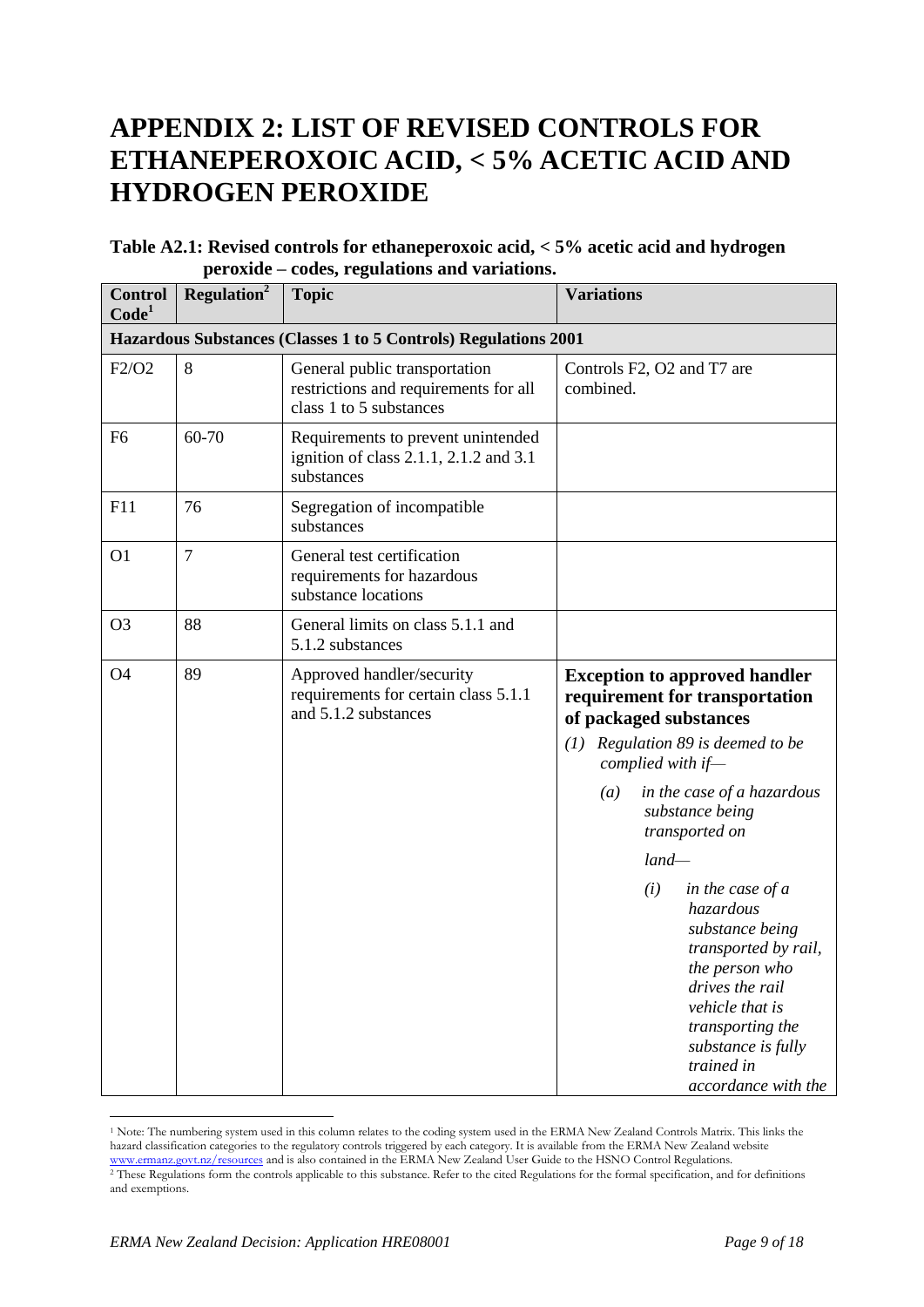# APPENDIX 2: LIST OF REVISED CONTROLS FOR ETHANEPEROXOIC ACID, < 5% ACETIC ACID AND HYDROGEN PEROXIDE

**Table A2.1: Revised controls for ethaneperoxoic acid, < 5% acetic acid and hydrogen peroxide – codes, regulations and variations.**

| Control Code[1] | Regulation[2] | Topic | Variations |
|---|---|---|---|
| **Hazardous Substances (Classes 1 to 5 Controls) Regulations 2001** | | | |
| F2/O2 | 8 | General public transportation restrictions and requirements for all class 1 to 5 substances | Controls F2, O2 and T7 are combined. |
| F6 | 60-70 | Requirements to prevent unintended ignition of class 2.1.1, 2.1.2 and 3.1 substances | |
| F11 | 76 | Segregation of incompatible substances | |
| O1 | 7 | General test certification requirements for hazardous substance locations | |
| O3 | 88 | General limits on class 5.1.1 and 5.1.2 substances | |
| O4 | 89 | Approved handler/security requirements for certain class 5.1.1 and 5.1.2 substances | **Exception to approved handler requirement for transportation of packaged substances** *(1) Regulation 89 is deemed to be complied with if—* *(a) in the case of a hazardous substance being transported on land—* *(i) in the case of a hazardous substance being transported by rail, the person who drives the rail vehicle that is transporting the substance is fully trained in accordance with the* |

[1] Note: The numbering system used in this column relates to the coding system used in the ERMA New Zealand Controls Matrix. This links the hazard classification categories to the regulatory controls triggered by each category. It is available from the ERMA New Zealand website www.ermanz.govt.nz/resources and is also contained in the ERMA New Zealand User Guide to the HSNO Control Regulations.

[2] These Regulations form the controls applicable to this substance. Refer to the cited Regulations for the formal specification, and for definitions and exemptions.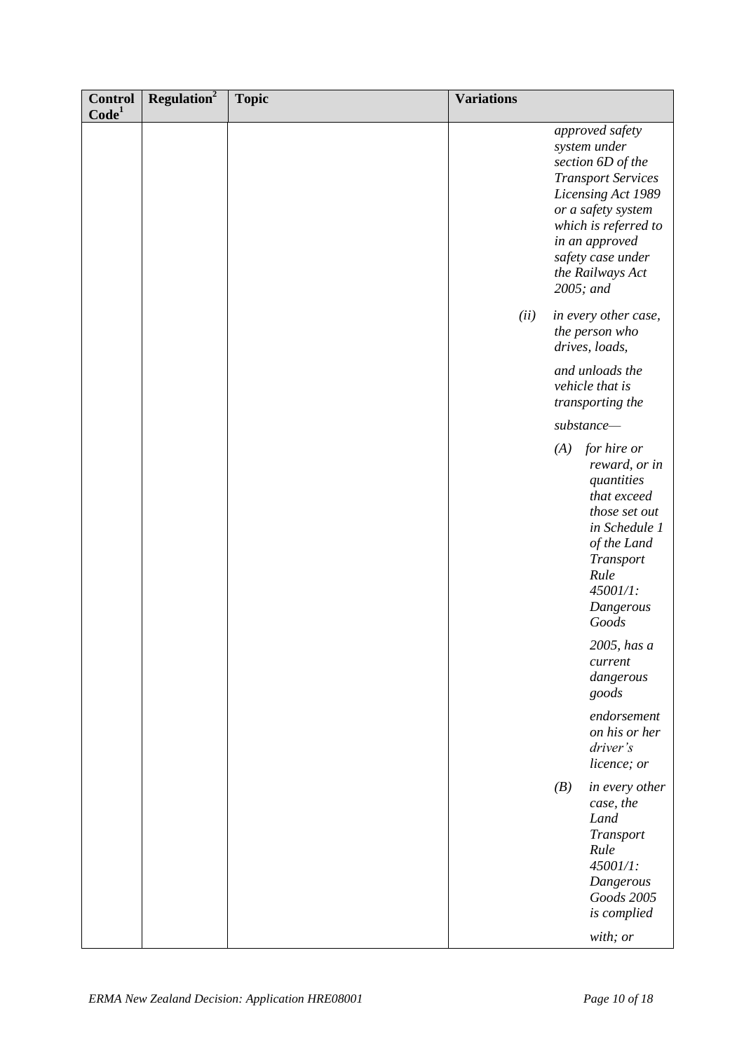| Control Code[1] | Regulation[2] | Topic | Variations |
|---|---|---|---|
| | | | *approved safety system under section 6D of the Transport Services Licensing Act 1989 or a safety system which is referred to in an approved safety case under the Railways Act 2005; and*<br><br>*(ii) in every other case, the person who drives, loads, and unloads the vehicle that is transporting the substance—*<br><br>*(A) for hire or reward, or in quantities that exceed those set out in Schedule 1 of the Land Transport Rule 45001/1: Dangerous Goods 2005, has a current dangerous goods endorsement on his or her driver's licence; or*<br><br>*(B) in every other case, the Land Transport Rule 45001/1: Dangerous Goods 2005 is complied with; or* |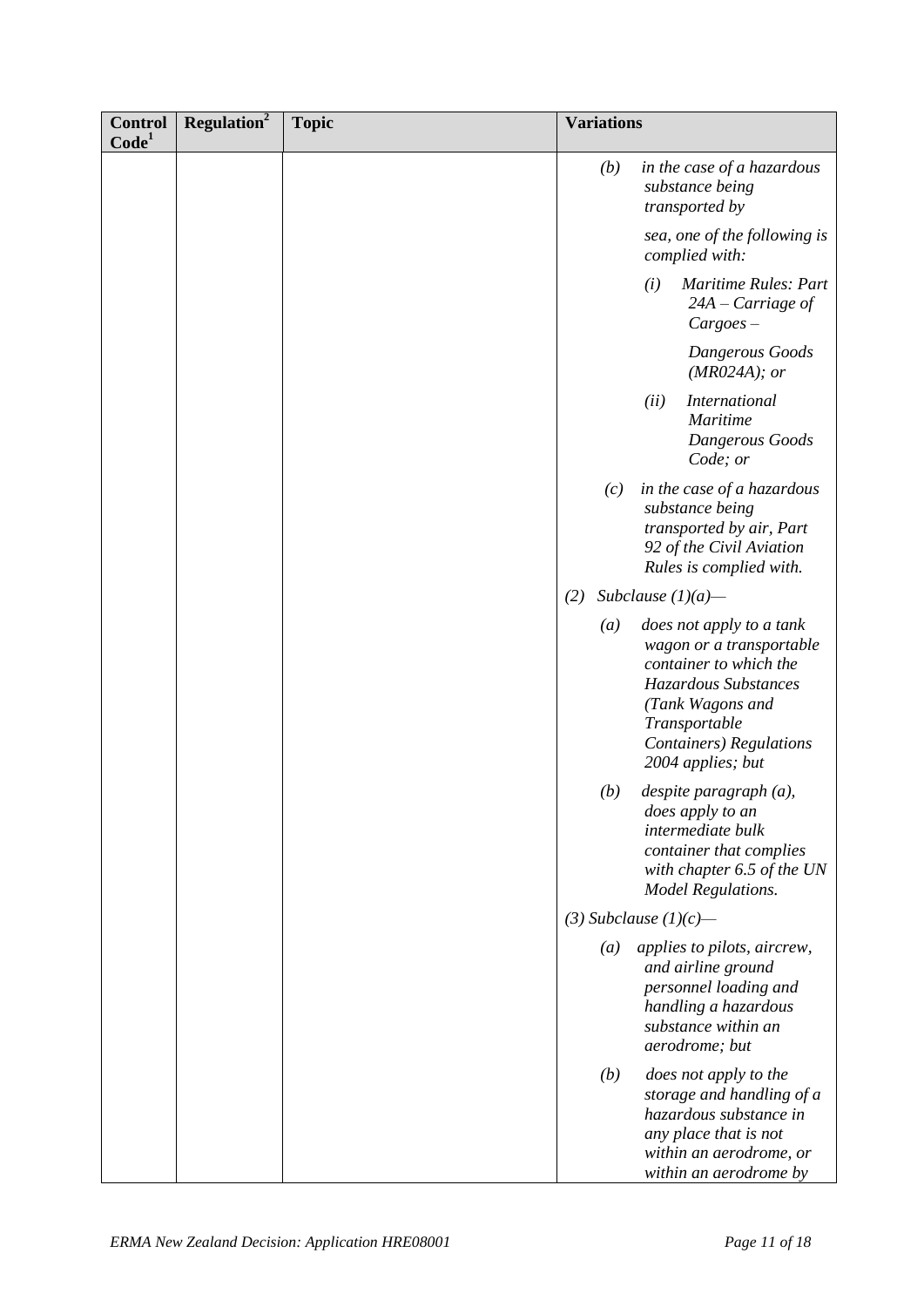| Control Code[1] | Regulation[2] | Topic | Variations |
|---|---|---|---|
| | | | *(b) in the case of a hazardous substance being transported by sea, one of the following is complied with:*<br>*(i) Maritime Rules: Part 24A – Carriage of Cargoes – Dangerous Goods (MR024A); or*<br>*(ii) International Maritime Dangerous Goods Code; or*<br>*(c) in the case of a hazardous substance being transported by air, Part 92 of the Civil Aviation Rules is complied with.*<br>*(2) Subclause (1)(a)—*<br>*(a) does not apply to a tank wagon or a transportable container to which the Hazardous Substances (Tank Wagons and Transportable Containers) Regulations 2004 applies; but*<br>*(b) despite paragraph (a), does apply to an intermediate bulk container that complies with chapter 6.5 of the UN Model Regulations.*<br>*(3) Subclause (1)(c)—*<br>*(a) applies to pilots, aircrew, and airline ground personnel loading and handling a hazardous substance within an aerodrome; but*<br>*(b) does not apply to the storage and handling of a hazardous substance in any place that is not within an aerodrome, or within an aerodrome by* |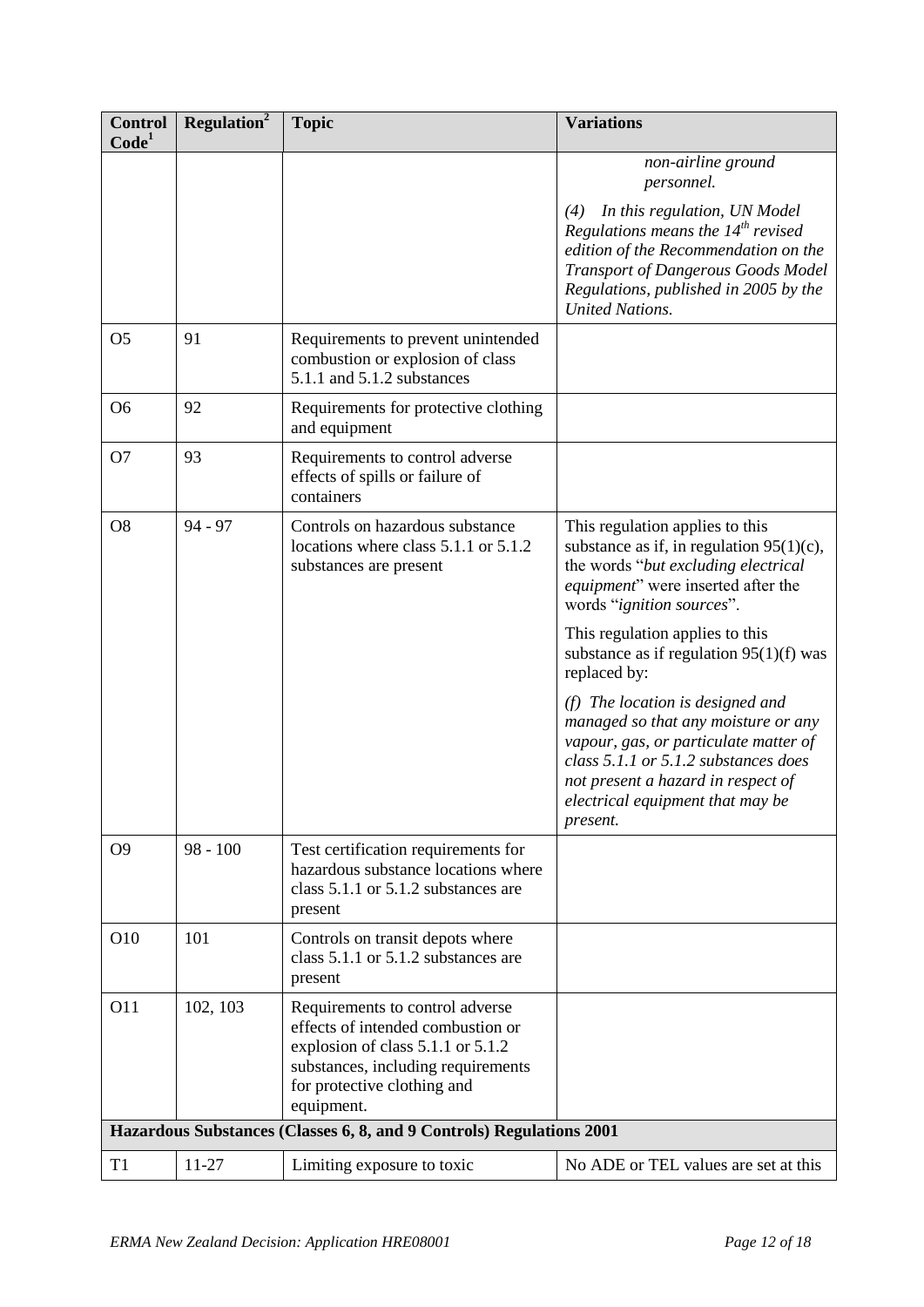| Control Code[1] | Regulation[2] | Topic | Variations |
|---|---|---|---|
| | | | *non-airline ground personnel.* <br> *(4) In this regulation, UN Model Regulations means the 14th revised edition of the Recommendation on the Transport of Dangerous Goods Model Regulations, published in 2005 by the United Nations.* |
| O5 | 91 | Requirements to prevent unintended combustion or explosion of class 5.1.1 and 5.1.2 substances | |
| O6 | 92 | Requirements for protective clothing and equipment | |
| O7 | 93 | Requirements to control adverse effects of spills or failure of containers | |
| O8 | 94 - 97 | Controls on hazardous substance locations where class 5.1.1 or 5.1.2 substances are present | This regulation applies to this substance as if, in regulation 95(1)(c), the words "*but excluding electrical equipment*" were inserted after the words "*ignition sources*". <br> This regulation applies to this substance as if regulation 95(1)(f) was replaced by: <br> *(f) The location is designed and managed so that any moisture or any vapour, gas, or particulate matter of class 5.1.1 or 5.1.2 substances does not present a hazard in respect of electrical equipment that may be present.* |
| O9 | 98 - 100 | Test certification requirements for hazardous substance locations where class 5.1.1 or 5.1.2 substances are present | |
| O10 | 101 | Controls on transit depots where class 5.1.1 or 5.1.2 substances are present | |
| O11 | 102, 103 | Requirements to control adverse effects of intended combustion or explosion of class 5.1.1 or 5.1.2 substances, including requirements for protective clothing and equipment. | |
| **Hazardous Substances (Classes 6, 8, and 9 Controls) Regulations 2001** | | | |
| T1 | 11-27 | Limiting exposure to toxic | No ADE or TEL values are set at this |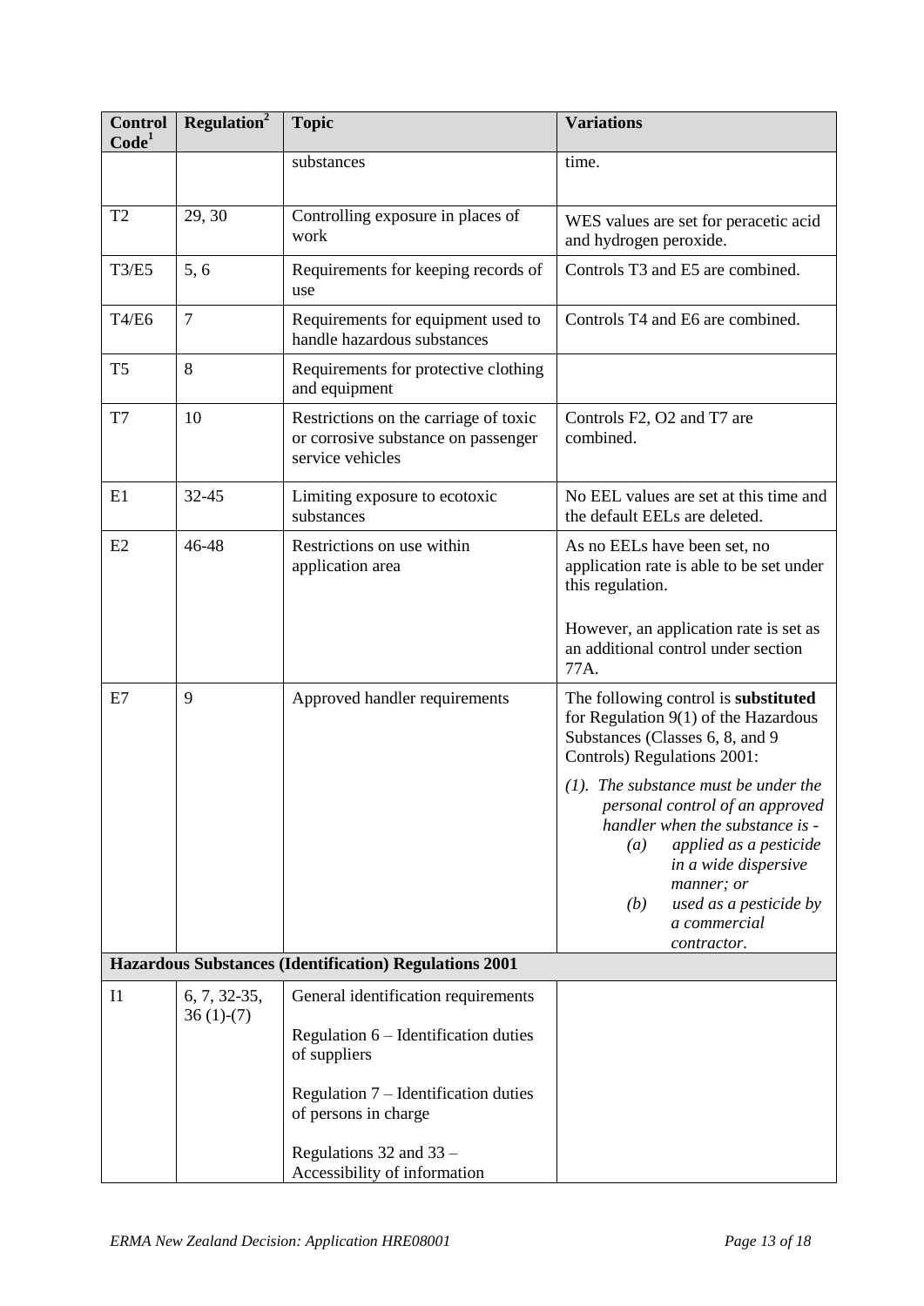| Control Code[1] | Regulation[2] | Topic | Variations |
|---|---|---|---|
| | | substances | time. |
| T2 | 29, 30 | Controlling exposure in places of work | WES values are set for peracetic acid and hydrogen peroxide. |
| T3/E5 | 5, 6 | Requirements for keeping records of use | Controls T3 and E5 are combined. |
| T4/E6 | 7 | Requirements for equipment used to handle hazardous substances | Controls T4 and E6 are combined. |
| T5 | 8 | Requirements for protective clothing and equipment | |
| T7 | 10 | Restrictions on the carriage of toxic or corrosive substance on passenger service vehicles | Controls F2, O2 and T7 are combined. |
| E1 | 32-45 | Limiting exposure to ecotoxic substances | No EEL values are set at this time and the default EELs are deleted. |
| E2 | 46-48 | Restrictions on use within application area | As no EELs have been set, no application rate is able to be set under this regulation.<br><br>However, an application rate is set as an additional control under section 77A. |
| E7 | 9 | Approved handler requirements | The following control is **substituted** for Regulation 9(1) of the Hazardous Substances (Classes 6, 8, and 9 Controls) Regulations 2001:<br><br>*(1). The substance must be under the personal control of an approved handler when the substance is -*<br>*(a) applied as a pesticide in a wide dispersive manner; or*<br>*(b) used as a pesticide by a commercial contractor.* |
| **Hazardous Substances (Identification) Regulations 2001** | | | |
| I1 | 6, 7, 32-35, 36 (1)-(7) | General identification requirements<br><br>Regulation 6 – Identification duties of suppliers<br><br>Regulation 7 – Identification duties of persons in charge<br><br>Regulations 32 and 33 – Accessibility of information | |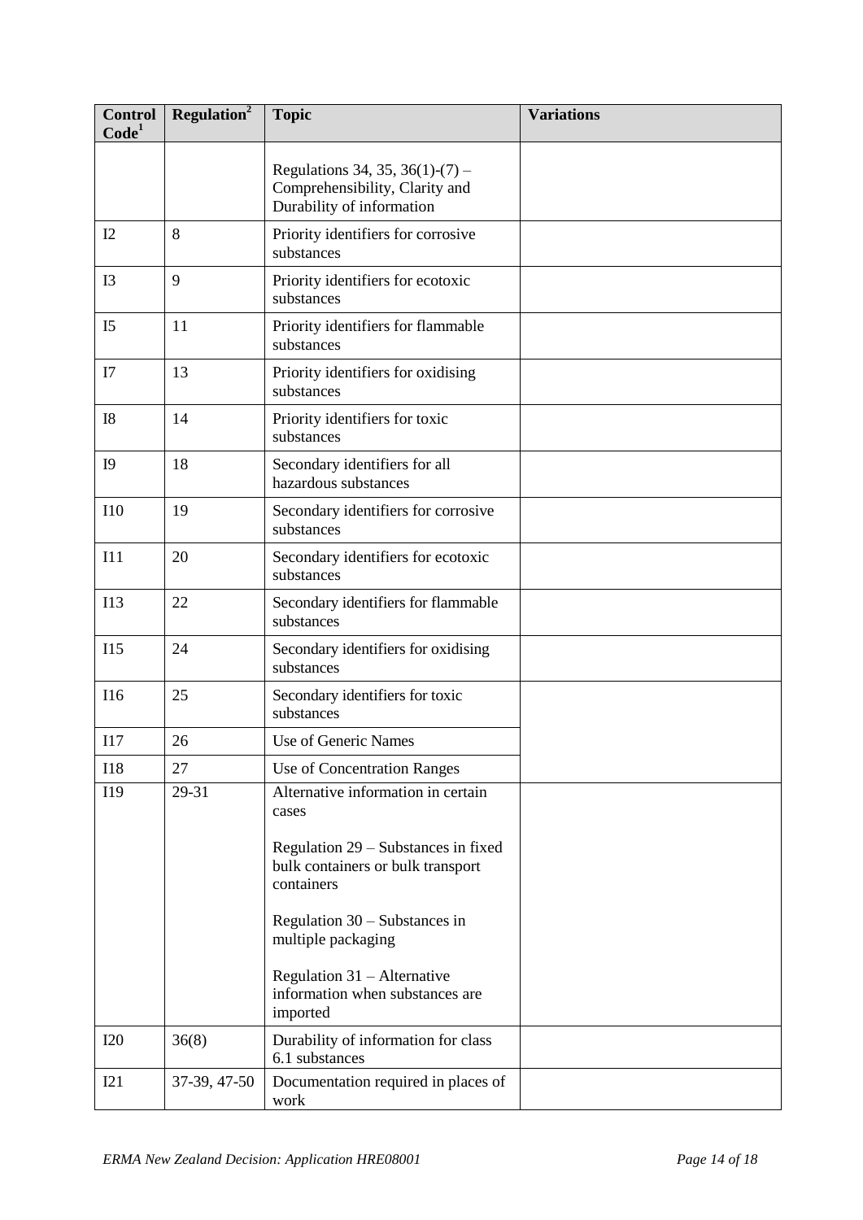| Control Code[1] | Regulation[2] | Topic | Variations |
|---|---|---|---|
| | | Regulations 34, 35, 36(1)-(7) – Comprehensibility, Clarity and Durability of information | |
| I2 | 8 | Priority identifiers for corrosive substances | |
| I3 | 9 | Priority identifiers for ecotoxic substances | |
| I5 | 11 | Priority identifiers for flammable substances | |
| I7 | 13 | Priority identifiers for oxidising substances | |
| I8 | 14 | Priority identifiers for toxic substances | |
| I9 | 18 | Secondary identifiers for all hazardous substances | |
| I10 | 19 | Secondary identifiers for corrosive substances | |
| I11 | 20 | Secondary identifiers for ecotoxic substances | |
| I13 | 22 | Secondary identifiers for flammable substances | |
| I15 | 24 | Secondary identifiers for oxidising substances | |
| I16 | 25 | Secondary identifiers for toxic substances | |
| I17 | 26 | Use of Generic Names | |
| I18 | 27 | Use of Concentration Ranges | |
| I19 | 29-31 | Alternative information in certain cases<br><br>Regulation 29 – Substances in fixed bulk containers or bulk transport containers<br><br>Regulation 30 – Substances in multiple packaging<br><br>Regulation 31 – Alternative information when substances are imported | |
| I20 | 36(8) | Durability of information for class 6.1 substances | |
| I21 | 37-39, 47-50 | Documentation required in places of work | |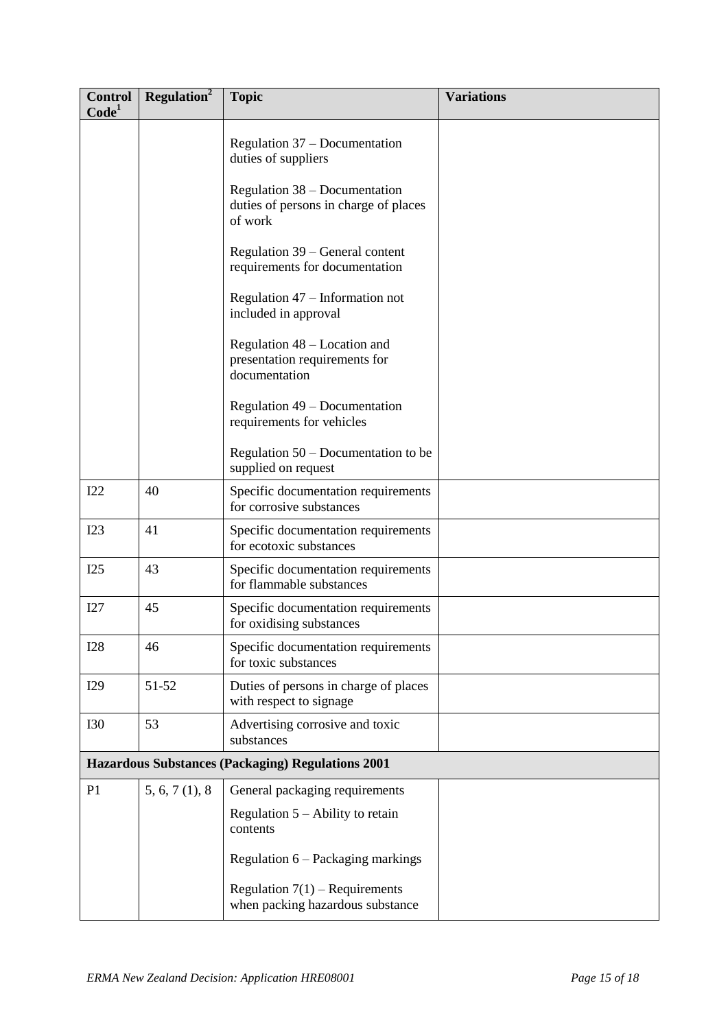| Control Code[1] | Regulation[2] | Topic | Variations |
|---|---|---|---|
| | | Regulation 37 – Documentation duties of suppliers<br><br>Regulation 38 – Documentation duties of persons in charge of places of work<br><br>Regulation 39 – General content requirements for documentation<br><br>Regulation 47 – Information not included in approval<br><br>Regulation 48 – Location and presentation requirements for documentation<br><br>Regulation 49 – Documentation requirements for vehicles<br><br>Regulation 50 – Documentation to be supplied on request | |
| I22 | 40 | Specific documentation requirements for corrosive substances | |
| I23 | 41 | Specific documentation requirements for ecotoxic substances | |
| I25 | 43 | Specific documentation requirements for flammable substances | |
| I27 | 45 | Specific documentation requirements for oxidising substances | |
| I28 | 46 | Specific documentation requirements for toxic substances | |
| I29 | 51-52 | Duties of persons in charge of places with respect to signage | |
| I30 | 53 | Advertising corrosive and toxic substances | |
| **Hazardous Substances (Packaging) Regulations 2001** | | | |
| P1 | 5, 6, 7 (1), 8 | General packaging requirements<br><br>Regulation 5 – Ability to retain contents<br><br>Regulation 6 – Packaging markings<br><br>Regulation 7(1) – Requirements when packing hazardous substance | |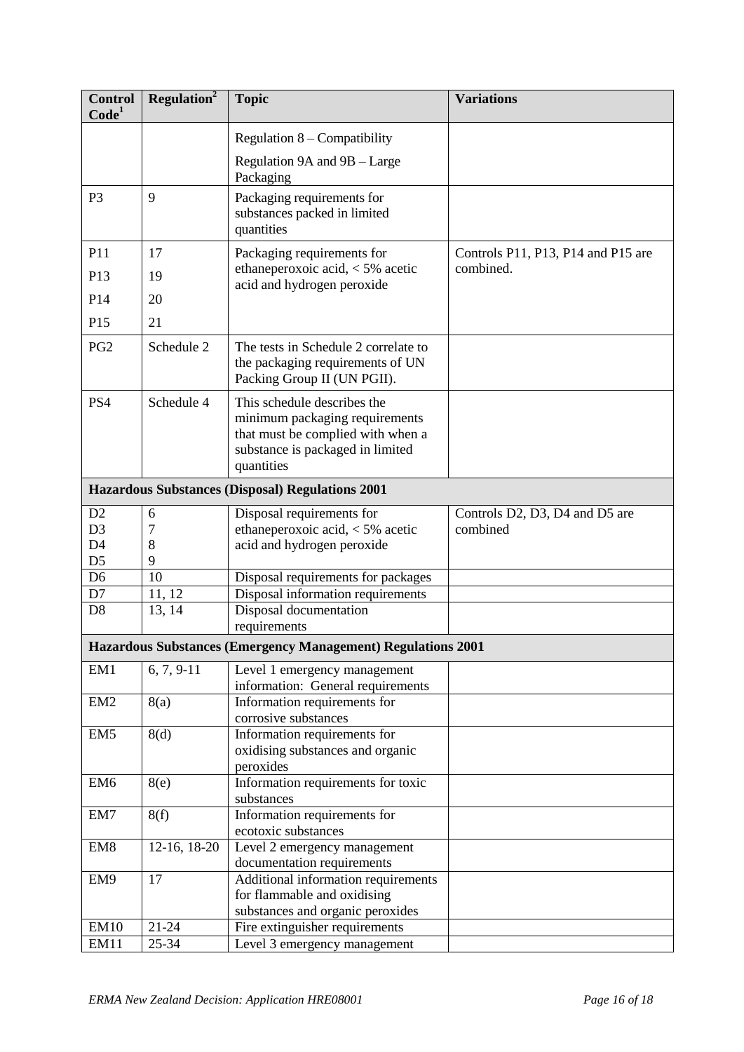| Control Code[1] | Regulation[2] | Topic | Variations |
|---|---|---|---|
| | | Regulation 8 – Compatibility<br>Regulation 9A and 9B – Large Packaging | |
| P3 | 9 | Packaging requirements for substances packed in limited quantities | |
| P11<br>P13<br>P14<br>P15 | 17<br>19<br>20<br>21 | Packaging requirements for ethaneperoxoic acid, < 5% acetic acid and hydrogen peroxide | Controls P11, P13, P14 and P15 are combined. |
| PG2 | Schedule 2 | The tests in Schedule 2 correlate to the packaging requirements of UN Packing Group II (UN PGII). | |
| PS4 | Schedule 4 | This schedule describes the minimum packaging requirements that must be complied with when a substance is packaged in limited quantities | |
| **Hazardous Substances (Disposal) Regulations 2001** | | | |
| D2<br>D3<br>D4<br>D5 | 6<br>7<br>8<br>9 | Disposal requirements for ethaneperoxoic acid, < 5% acetic acid and hydrogen peroxide | Controls D2, D3, D4 and D5 are combined |
| D6 | 10 | Disposal requirements for packages | |
| D7 | 11, 12 | Disposal information requirements | |
| D8 | 13, 14 | Disposal documentation requirements | |
| **Hazardous Substances (Emergency Management) Regulations 2001** | | | |
| EM1 | 6, 7, 9-11 | Level 1 emergency management information: General requirements | |
| EM2 | 8(a) | Information requirements for corrosive substances | |
| EM5 | 8(d) | Information requirements for oxidising substances and organic peroxides | |
| EM6 | 8(e) | Information requirements for toxic substances | |
| EM7 | 8(f) | Information requirements for ecotoxic substances | |
| EM8 | 12-16, 18-20 | Level 2 emergency management documentation requirements | |
| EM9 | 17 | Additional information requirements for flammable and oxidising substances and organic peroxides | |
| EM10 | 21-24 | Fire extinguisher requirements | |
| EM11 | 25-34 | Level 3 emergency management | |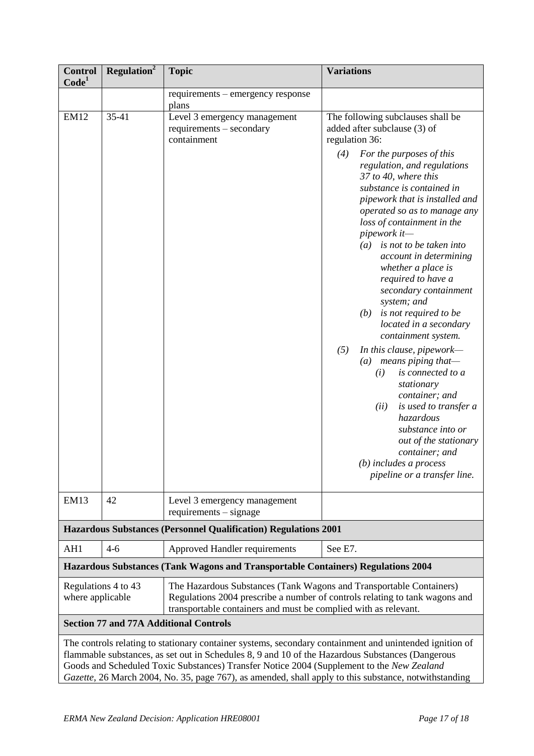| Control Code[1] | Regulation[2] | Topic | Variations |
|---|---|---|---|
| | | requirements – emergency response plans | |
| EM12 | 35-41 | Level 3 emergency management requirements – secondary containment | The following subclauses shall be added after subclause (3) of regulation 36: *(4) For the purposes of this regulation, and regulations 37 to 40, where this substance is contained in pipework that is installed and operated so as to manage any loss of containment in the pipework it— (a) is not to be taken into account in determining whether a place is required to have a secondary containment system; and (b) is not required to be located in a secondary containment system.* *(5) In this clause, pipework— (a) means piping that— (i) is connected to a stationary container; and (ii) is used to transfer a hazardous substance into or out of the stationary container; and (b) includes a process pipeline or a transfer line.* |
| EM13 | 42 | Level 3 emergency management requirements – signage | |
| **Hazardous Substances (Personnel Qualification) Regulations 2001** | | | |
| AH1 | 4-6 | Approved Handler requirements | See E7. |
| **Hazardous Substances (Tank Wagons and Transportable Containers) Regulations 2004** | | | |
| Regulations 4 to 43 where applicable | | The Hazardous Substances (Tank Wagons and Transportable Containers) Regulations 2004 prescribe a number of controls relating to tank wagons and transportable containers and must be complied with as relevant. | |
| **Section 77 and 77A Additional Controls** | | | |
| The controls relating to stationary container systems, secondary containment and unintended ignition of flammable substances, as set out in Schedules 8, 9 and 10 of the Hazardous Substances (Dangerous Goods and Scheduled Toxic Substances) Transfer Notice 2004 (Supplement to the *New Zealand Gazette*, 26 March 2004, No. 35, page 767), as amended, shall apply to this substance, notwithstanding | | | |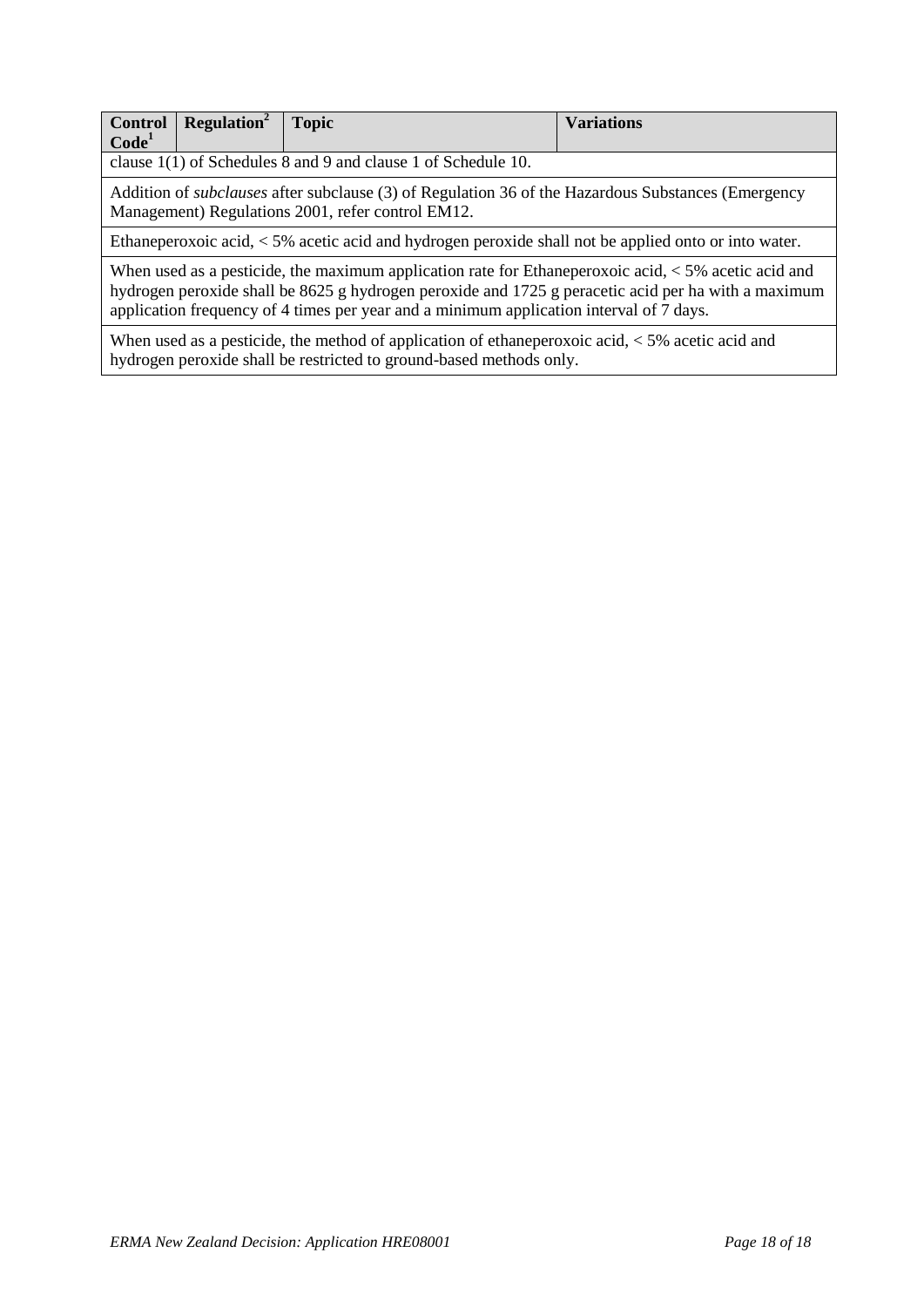| Control Code[1] | Regulation[2] | Topic | Variations |
|---|---|---|---|
| clause 1(1) of Schedules 8 and 9 and clause 1 of Schedule 10. | | | |
| Addition of *subclauses* after subclause (3) of Regulation 36 of the Hazardous Substances (Emergency Management) Regulations 2001, refer control EM12. | | | |
| Ethaneperoxoic acid, < 5% acetic acid and hydrogen peroxide shall not be applied onto or into water. | | | |
| When used as a pesticide, the maximum application rate for Ethaneperoxoic acid, < 5% acetic acid and hydrogen peroxide shall be 8625 g hydrogen peroxide and 1725 g peracetic acid per ha with a maximum application frequency of 4 times per year and a minimum application interval of 7 days. | | | |
| When used as a pesticide, the method of application of ethaneperoxoic acid, < 5% acetic acid and hydrogen peroxide shall be restricted to ground-based methods only. | | | |